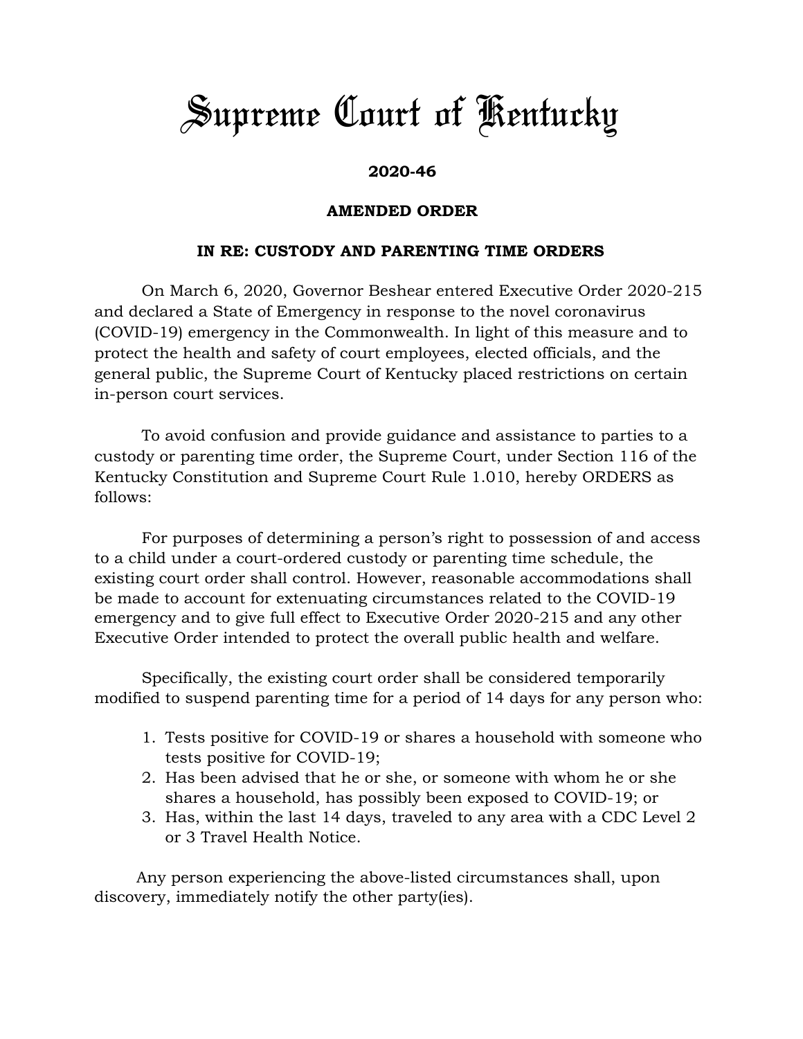# Supreme Court of Kentucky

**2020-46**

**AMENDED ORDER**

**IN RE: CUSTODY AND PARENTING TIME ORDERS**

On March 6, 2020, Governor Beshear entered Executive Order 2020-215 and declared a State of Emergency in response to the novel coronavirus (COVID-19) emergency in the Commonwealth. In light of this measure and to protect the health and safety of court employees, elected officials, and the general public, the Supreme Court of Kentucky placed restrictions on certain in-person court services.

To avoid confusion and provide guidance and assistance to parties to a custody or parenting time order, the Supreme Court, under Section 116 of the Kentucky Constitution and Supreme Court Rule 1.010, hereby ORDERS as follows:

For purposes of determining a person's right to possession of and access to a child under a court-ordered custody or parenting time schedule, the existing court order shall control. However, reasonable accommodations shall be made to account for extenuating circumstances related to the COVID-19 emergency and to give full effect to Executive Order 2020-215 and any other Executive Order intended to protect the overall public health and welfare.

Specifically, the existing court order shall be considered temporarily modified to suspend parenting time for a period of 14 days for any person who:

1. Tests positive for COVID-19 or shares a household with someone who tests positive for COVID-19;
2. Has been advised that he or she, or someone with whom he or she shares a household, has possibly been exposed to COVID-19; or
3. Has, within the last 14 days, traveled to any area with a CDC Level 2 or 3 Travel Health Notice.

Any person experiencing the above-listed circumstances shall, upon discovery, immediately notify the other party(ies).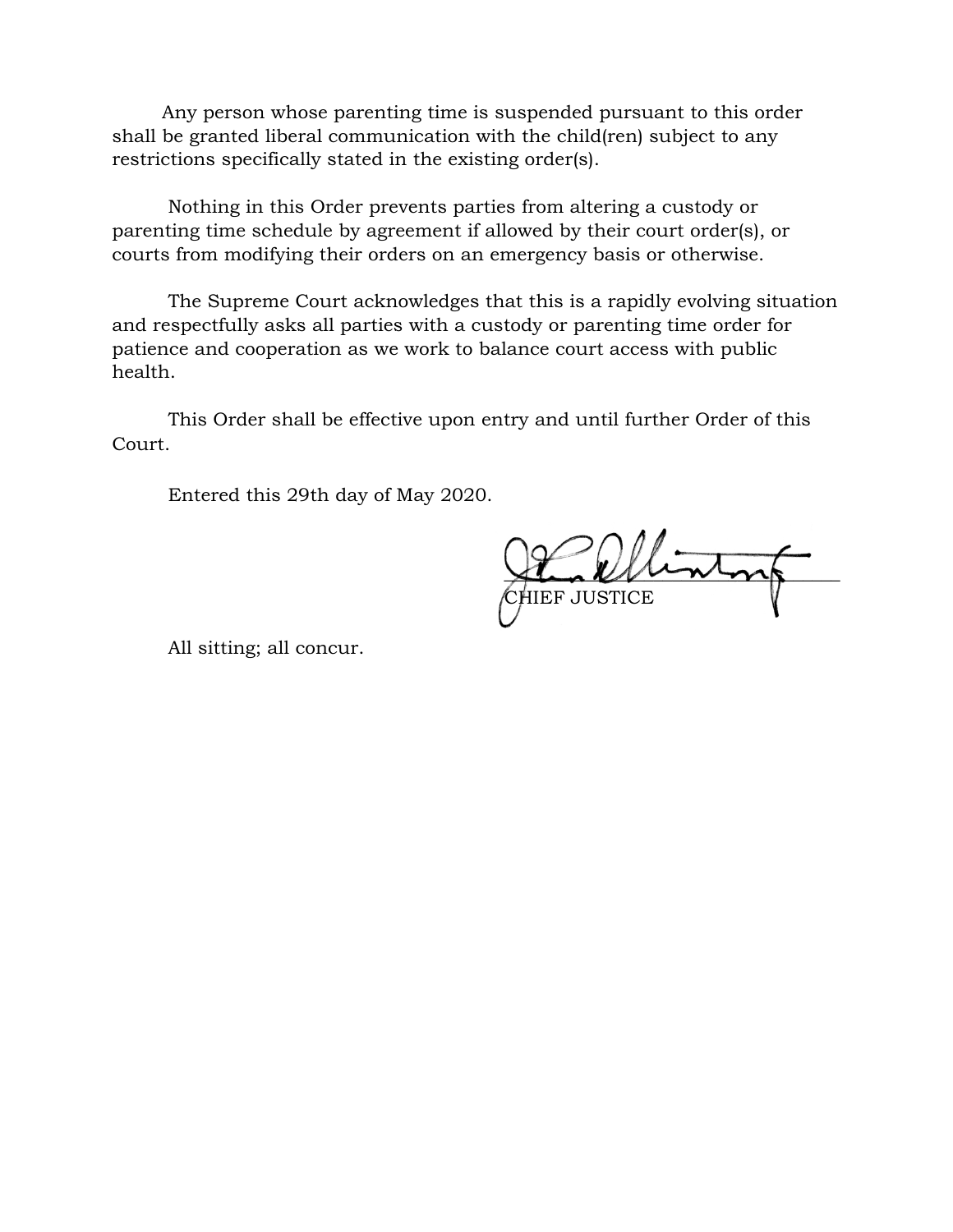Any person whose parenting time is suspended pursuant to this order shall be granted liberal communication with the child(ren) subject to any restrictions specifically stated in the existing order(s).

Nothing in this Order prevents parties from altering a custody or parenting time schedule by agreement if allowed by their court order(s), or courts from modifying their orders on an emergency basis or otherwise.

The Supreme Court acknowledges that this is a rapidly evolving situation and respectfully asks all parties with a custody or parenting time order for patience and cooperation as we work to balance court access with public health.

This Order shall be effective upon entry and until further Order of this Court.

Entered this 29th day of May 2020.

CHIEF JUSTICE

All sitting; all concur.